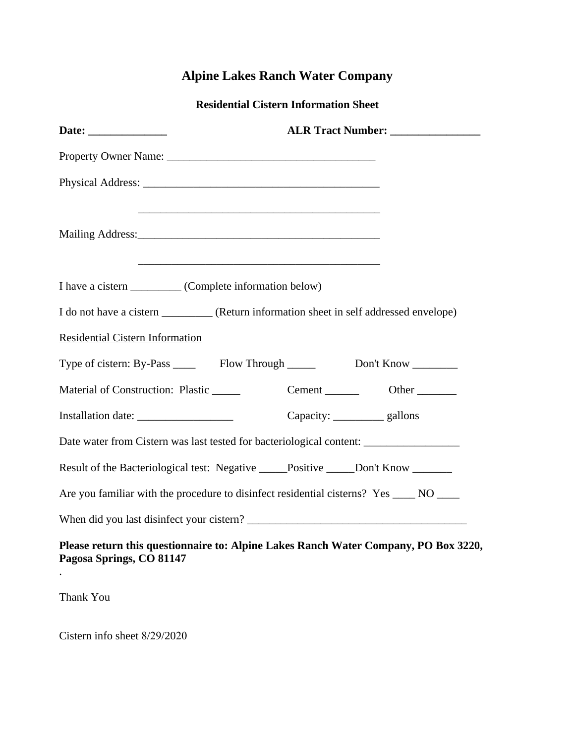# Alpine Lakes Ranch Water Company

## Residential Cistern Information Sheet

**Date: ______________** **ALR Tract Number: ________________**

Property Owner Name: _____________________________________

Physical Address: ___________________________________________

___________________________________________

Mailing Address:___________________________________________

___________________________________________

I have a cistern _________ (Complete information below)

I do not have a cistern _________ (Return information sheet in self addressed envelope)

Residential Cistern Information

Type of cistern: By-Pass ____ Flow Through _____ Don't Know ________

Material of Construction: Plastic _____ Cement ______ Other _______

Installation date: _________________ Capacity: _________ gallons

Date water from Cistern was last tested for bacteriological content: _________________

Result of the Bacteriological test: Negative _____Positive _____Don't Know _______

Are you familiar with the procedure to disinfect residential cisterns? Yes ____ NO ____

When did you last disinfect your cistern? _______________________________________

**Please return this questionnaire to: Alpine Lakes Ranch Water Company, PO Box 3220, Pagosa Springs, CO 81147**

.

Thank You

Cistern info sheet 8/29/2020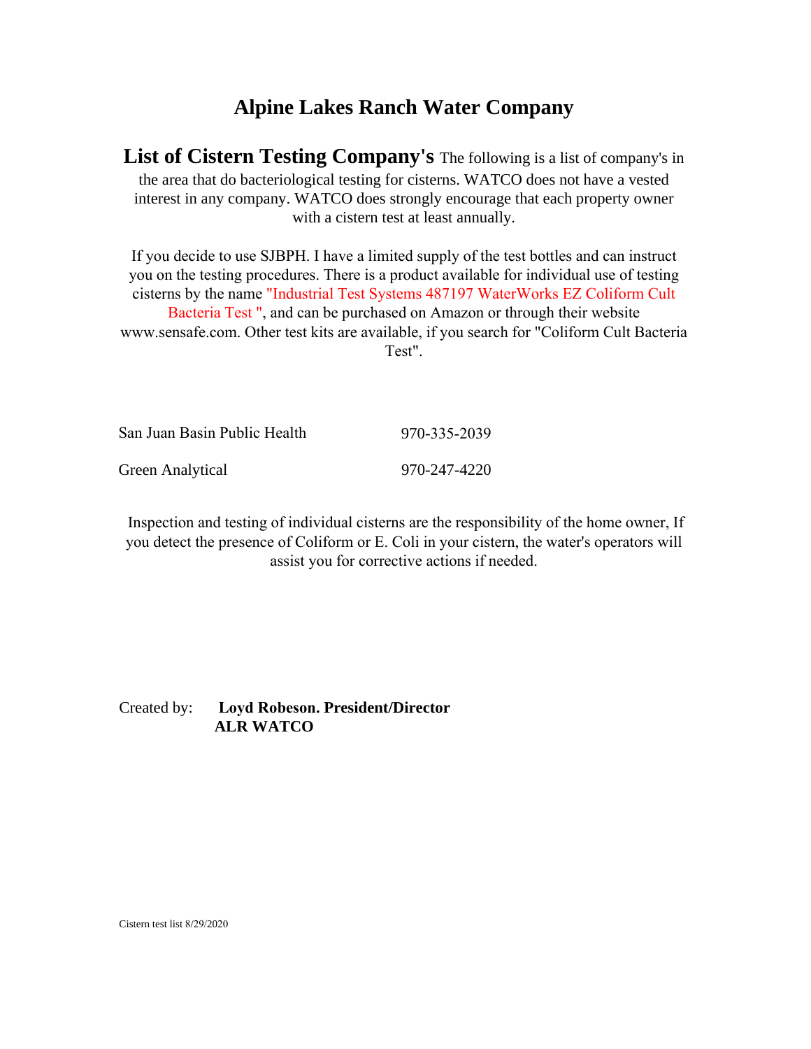# Alpine Lakes Ranch Water Company

**List of Cistern Testing Company's** The following is a list of company's in the area that do bacteriological testing for cisterns. WATCO does not have a vested interest in any company. WATCO does strongly encourage that each property owner with a cistern test at least annually.

If you decide to use SJBPH. I have a limited supply of the test bottles and can instruct you on the testing procedures. There is a product available for individual use of testing cisterns by the name "Industrial Test Systems 487197 WaterWorks EZ Coliform Cult Bacteria Test ", and can be purchased on Amazon or through their website www.sensafe.com. Other test kits are available, if you search for "Coliform Cult Bacteria Test".

| | |
|---|---|
| San Juan Basin Public Health | 970-335-2039 |
| Green Analytical | 970-247-4220 |

Inspection and testing of individual cisterns are the responsibility of the home owner, If you detect the presence of Coliform or E. Coli in your cistern, the water's operators will assist you for corrective actions if needed.

Created by: **Loyd Robeson. President/Director**
**ALR WATCO**

Cistern test list 8/29/2020